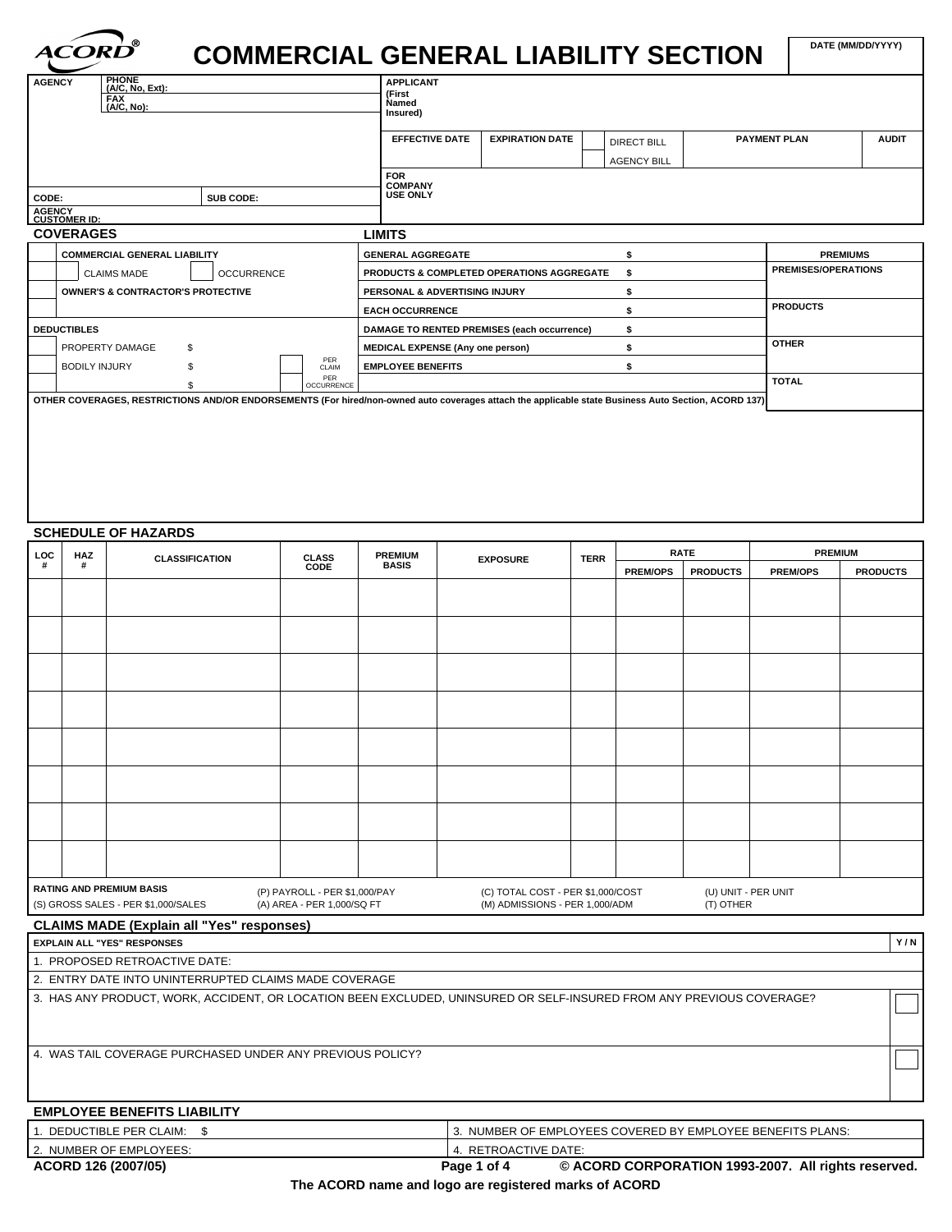# ACORD® COMMERCIAL GENERAL LIABILITY SECTION

| DATE (MM/DD/YYYY) |
|---|
| |

| AGENCY | PHONE (A/C, No, Ext): | APPLICANT (First Named Insured) |
|---|---|---|
| | FAX (A/C, No): | |

| EFFECTIVE DATE | EXPIRATION DATE | | DIRECT BILL / AGENCY BILL | PAYMENT PLAN | AUDIT |
|---|---|---|---|---|---|
| | | | | | |

CODE: SUB CODE:

AGENCY CUSTOMER ID:

FOR COMPANY USE ONLY

## COVERAGES / LIMITS

| COVERAGES | | LIMITS | | PREMIUMS |
|---|---|---|---|---|
| COMMERCIAL GENERAL LIABILITY | | GENERAL AGGREGATE | $ | PREMISES/OPERATIONS |
| CLAIMS MADE | OCCURRENCE | PRODUCTS & COMPLETED OPERATIONS AGGREGATE | $ | |
| OWNER'S & CONTRACTOR'S PROTECTIVE | | PERSONAL & ADVERTISING INJURY | $ | PRODUCTS |
| | | EACH OCCURRENCE | $ | |
| DEDUCTIBLES | | DAMAGE TO RENTED PREMISES (each occurrence) | $ | OTHER |
| PROPERTY DAMAGE $ | | MEDICAL EXPENSE (Any one person) | $ | |
| BODILY INJURY $ | PER CLAIM | EMPLOYEE BENEFITS | $ | TOTAL |
| $ | PER OCCURRENCE | | | |

OTHER COVERAGES, RESTRICTIONS AND/OR ENDORSEMENTS (For hired/non-owned auto coverages attach the applicable state Business Auto Section, ACORD 137)

## SCHEDULE OF HAZARDS

| LOC # | HAZ # | CLASSIFICATION | CLASS CODE | PREMIUM BASIS | EXPOSURE | TERR | RATE PREM/OPS | RATE PRODUCTS | PREMIUM PREM/OPS | PREMIUM PRODUCTS |
|---|---|---|---|---|---|---|---|---|---|---|
| | | | | | | | | | | |
| | | | | | | | | | | |
| | | | | | | | | | | |
| | | | | | | | | | | |
| | | | | | | | | | | |
| | | | | | | | | | | |
| | | | | | | | | | | |
| | | | | | | | | | | |

**RATING AND PREMIUM BASIS**
(S) GROSS SALES - PER $1,000/SALES
(P) PAYROLL - PER $1,000/PAY
(A) AREA - PER 1,000/SQ FT
(C) TOTAL COST - PER $1,000/COST
(M) ADMISSIONS - PER 1,000/ADM
(U) UNIT - PER UNIT
(T) OTHER

## CLAIMS MADE (Explain all "Yes" responses)

| EXPLAIN ALL "YES" RESPONSES | Y / N |
|---|---|
| 1. PROPOSED RETROACTIVE DATE: | |
| 2. ENTRY DATE INTO UNINTERRUPTED CLAIMS MADE COVERAGE | |
| 3. HAS ANY PRODUCT, WORK, ACCIDENT, OR LOCATION BEEN EXCLUDED, UNINSURED OR SELF-INSURED FROM ANY PREVIOUS COVERAGE? | |
| 4. WAS TAIL COVERAGE PURCHASED UNDER ANY PREVIOUS POLICY? | |

## EMPLOYEE BENEFITS LIABILITY

| | |
|---|---|
| 1. DEDUCTIBLE PER CLAIM: $ | 3. NUMBER OF EMPLOYEES COVERED BY EMPLOYEE BENEFITS PLANS: |
| 2. NUMBER OF EMPLOYEES: | 4. RETROACTIVE DATE: |

ACORD 126 (2007/05) © ACORD CORPORATION 1993-2007. All rights reserved.

The ACORD name and logo are registered marks of ACORD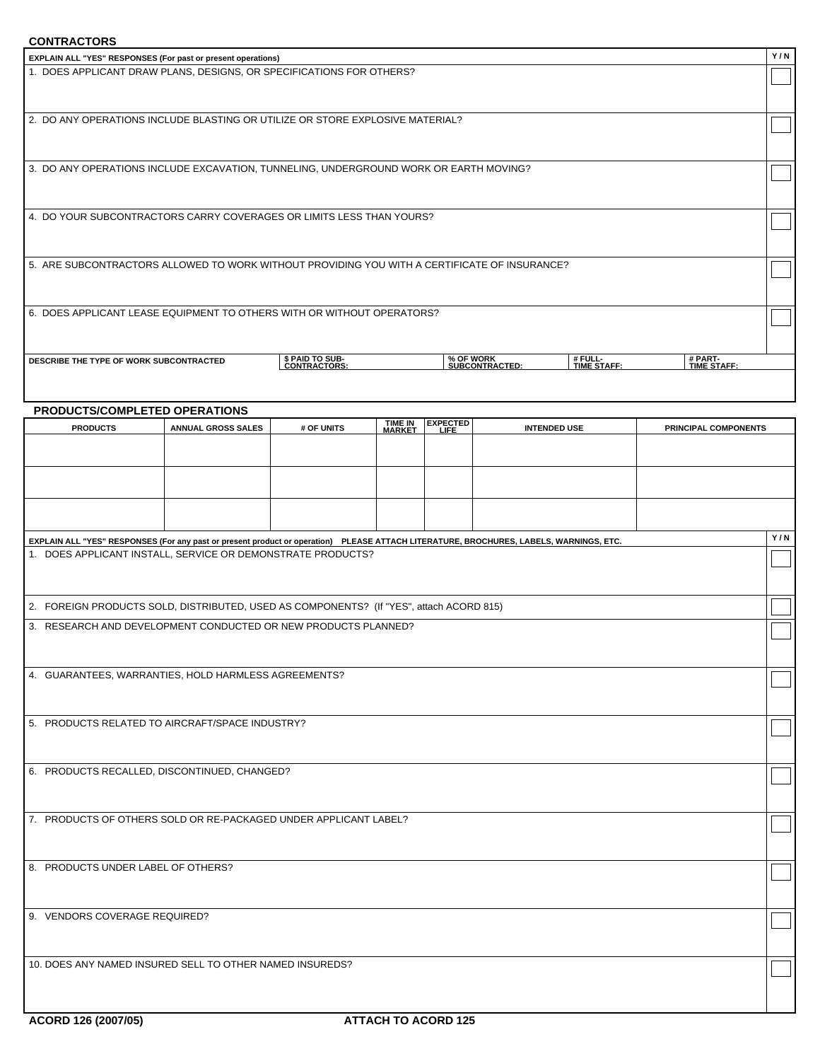## CONTRACTORS

| EXPLAIN ALL "YES" RESPONSES (For past or present operations) | Y / N |
|---|---|
| 1. DOES APPLICANT DRAW PLANS, DESIGNS, OR SPECIFICATIONS FOR OTHERS? | |
| 2. DO ANY OPERATIONS INCLUDE BLASTING OR UTILIZE OR STORE EXPLOSIVE MATERIAL? | |
| 3. DO ANY OPERATIONS INCLUDE EXCAVATION, TUNNELING, UNDERGROUND WORK OR EARTH MOVING? | |
| 4. DO YOUR SUBCONTRACTORS CARRY COVERAGES OR LIMITS LESS THAN YOURS? | |
| 5. ARE SUBCONTRACTORS ALLOWED TO WORK WITHOUT PROVIDING YOU WITH A CERTIFICATE OF INSURANCE? | |
| 6. DOES APPLICANT LEASE EQUIPMENT TO OTHERS WITH OR WITHOUT OPERATORS? | |

| DESCRIBE THE TYPE OF WORK SUBCONTRACTED | $ PAID TO SUB-CONTRACTORS: | % OF WORK SUBCONTRACTED: | # FULL-TIME STAFF: | # PART-TIME STAFF: |
|---|---|---|---|---|
| | | | | |

## PRODUCTS/COMPLETED OPERATIONS

| PRODUCTS | ANNUAL GROSS SALES | # OF UNITS | TIME IN MARKET | EXPECTED LIFE | INTENDED USE | PRINCIPAL COMPONENTS |
|---|---|---|---|---|---|---|
| | | | | | | |
| | | | | | | |
| | | | | | | |

| EXPLAIN ALL "YES" RESPONSES (For any past or present product or operation) PLEASE ATTACH LITERATURE, BROCHURES, LABELS, WARNINGS, ETC. | Y / N |
|---|---|
| 1. DOES APPLICANT INSTALL, SERVICE OR DEMONSTRATE PRODUCTS? | |
| 2. FOREIGN PRODUCTS SOLD, DISTRIBUTED, USED AS COMPONENTS? (If "YES", attach ACORD 815) | |
| 3. RESEARCH AND DEVELOPMENT CONDUCTED OR NEW PRODUCTS PLANNED? | |
| 4. GUARANTEES, WARRANTIES, HOLD HARMLESS AGREEMENTS? | |
| 5. PRODUCTS RELATED TO AIRCRAFT/SPACE INDUSTRY? | |
| 6. PRODUCTS RECALLED, DISCONTINUED, CHANGED? | |
| 7. PRODUCTS OF OTHERS SOLD OR RE-PACKAGED UNDER APPLICANT LABEL? | |
| 8. PRODUCTS UNDER LABEL OF OTHERS? | |
| 9. VENDORS COVERAGE REQUIRED? | |
| 10. DOES ANY NAMED INSURED SELL TO OTHER NAMED INSUREDS? | |

**ACORD 126 (2007/05)** **ATTACH TO ACORD 125**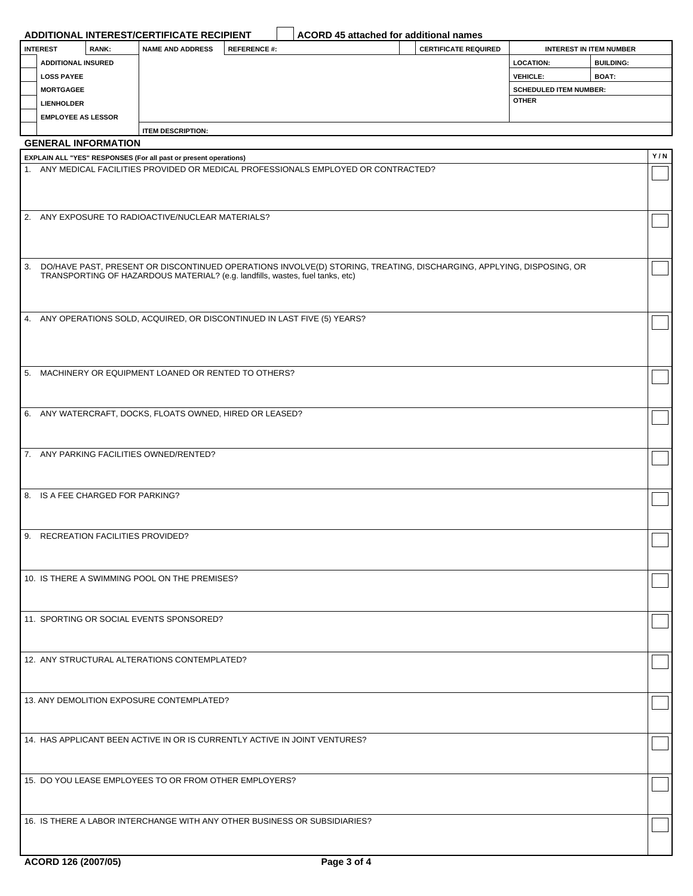## ADDITIONAL INTEREST/CERTIFICATE RECIPIENT

☐ ACORD 45 attached for additional names

| INTEREST | RANK: | NAME AND ADDRESS | REFERENCE #: | | CERTIFICATE REQUIRED | INTEREST IN ITEM NUMBER | |
|---|---|---|---|---|---|---|---|
| ☐ ADDITIONAL INSURED | | | | | | LOCATION: | BUILDING: |
| ☐ LOSS PAYEE | | | | | | VEHICLE: | BOAT: |
| ☐ MORTGAGEE | | | | | | SCHEDULED ITEM NUMBER: | |
| ☐ LIENHOLDER | | | | | | OTHER | |
| ☐ EMPLOYEE AS LESSOR | | | | | | | |
| ☐ | | ITEM DESCRIPTION: | | | | | |

## GENERAL INFORMATION

| EXPLAIN ALL "YES" RESPONSES (For all past or present operations) | Y / N |
|---|---|
| 1. ANY MEDICAL FACILITIES PROVIDED OR MEDICAL PROFESSIONALS EMPLOYED OR CONTRACTED? | ☐ |
| 2. ANY EXPOSURE TO RADIOACTIVE/NUCLEAR MATERIALS? | ☐ |
| 3. DO/HAVE PAST, PRESENT OR DISCONTINUED OPERATIONS INVOLVE(D) STORING, TREATING, DISCHARGING, APPLYING, DISPOSING, OR TRANSPORTING OF HAZARDOUS MATERIAL? (e.g. landfills, wastes, fuel tanks, etc) | ☐ |
| 4. ANY OPERATIONS SOLD, ACQUIRED, OR DISCONTINUED IN LAST FIVE (5) YEARS? | ☐ |
| 5. MACHINERY OR EQUIPMENT LOANED OR RENTED TO OTHERS? | ☐ |
| 6. ANY WATERCRAFT, DOCKS, FLOATS OWNED, HIRED OR LEASED? | ☐ |
| 7. ANY PARKING FACILITIES OWNED/RENTED? | ☐ |
| 8. IS A FEE CHARGED FOR PARKING? | ☐ |
| 9. RECREATION FACILITIES PROVIDED? | ☐ |
| 10. IS THERE A SWIMMING POOL ON THE PREMISES? | ☐ |
| 11. SPORTING OR SOCIAL EVENTS SPONSORED? | ☐ |
| 12. ANY STRUCTURAL ALTERATIONS CONTEMPLATED? | ☐ |
| 13. ANY DEMOLITION EXPOSURE CONTEMPLATED? | ☐ |
| 14. HAS APPLICANT BEEN ACTIVE IN OR IS CURRENTLY ACTIVE IN JOINT VENTURES? | ☐ |
| 15. DO YOU LEASE EMPLOYEES TO OR FROM OTHER EMPLOYERS? | ☐ |
| 16. IS THERE A LABOR INTERCHANGE WITH ANY OTHER BUSINESS OR SUBSIDIARIES? | ☐ |

ACORD 126 (2007/05)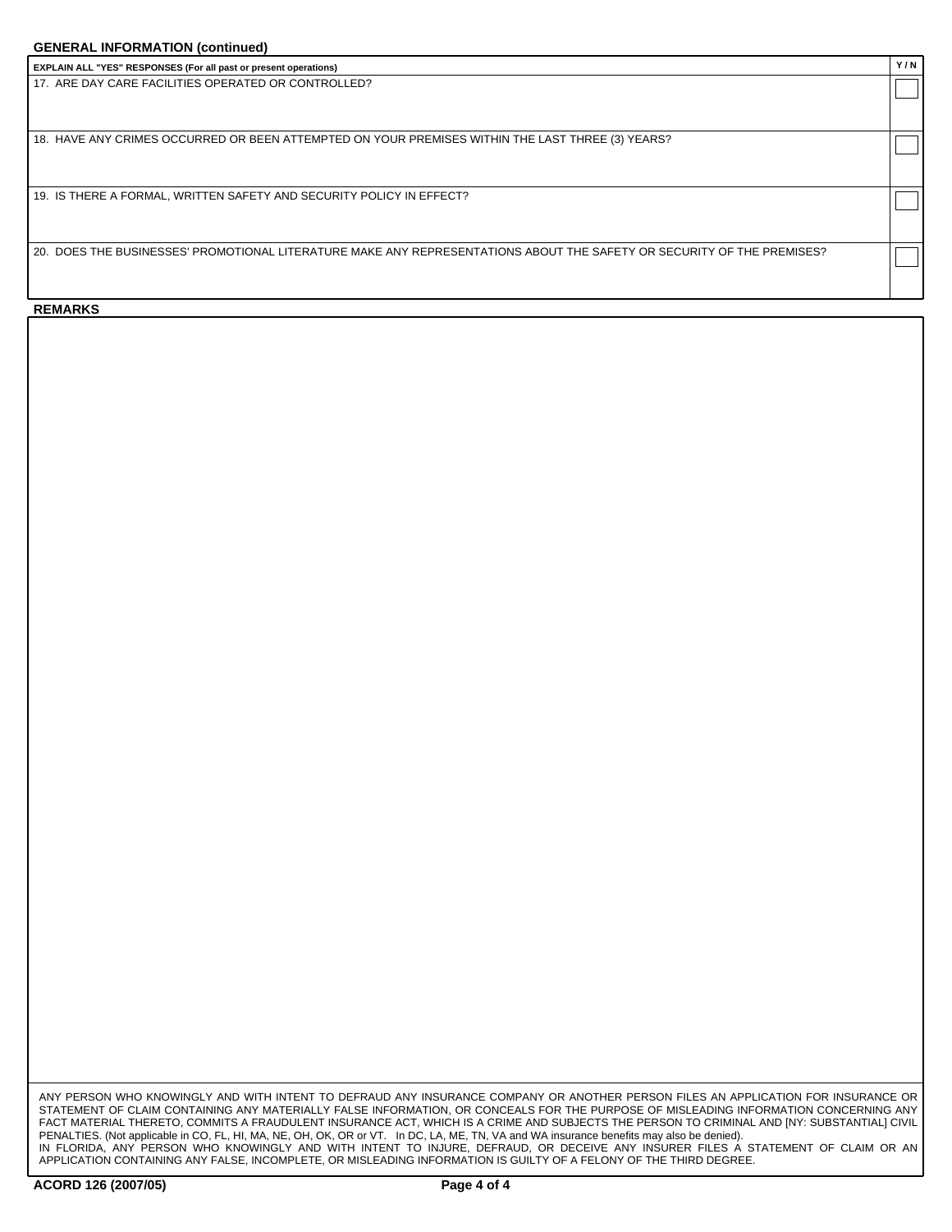## GENERAL INFORMATION (continued)

| EXPLAIN ALL "YES" RESPONSES (For all past or present operations) | Y / N |
| --- | --- |
| 17. ARE DAY CARE FACILITIES OPERATED OR CONTROLLED? | |
| 18. HAVE ANY CRIMES OCCURRED OR BEEN ATTEMPTED ON YOUR PREMISES WITHIN THE LAST THREE (3) YEARS? | |
| 19. IS THERE A FORMAL, WRITTEN SAFETY AND SECURITY POLICY IN EFFECT? | |
| 20. DOES THE BUSINESSES' PROMOTIONAL LITERATURE MAKE ANY REPRESENTATIONS ABOUT THE SAFETY OR SECURITY OF THE PREMISES? | |

## REMARKS

ANY PERSON WHO KNOWINGLY AND WITH INTENT TO DEFRAUD ANY INSURANCE COMPANY OR ANOTHER PERSON FILES AN APPLICATION FOR INSURANCE OR STATEMENT OF CLAIM CONTAINING ANY MATERIALLY FALSE INFORMATION, OR CONCEALS FOR THE PURPOSE OF MISLEADING INFORMATION CONCERNING ANY FACT MATERIAL THERETO, COMMITS A FRAUDULENT INSURANCE ACT, WHICH IS A CRIME AND SUBJECTS THE PERSON TO CRIMINAL AND [NY: SUBSTANTIAL] CIVIL PENALTIES. (Not applicable in CO, FL, HI, MA, NE, OH, OK, OR or VT. In DC, LA, ME, TN, VA and WA insurance benefits may also be denied).
IN FLORIDA, ANY PERSON WHO KNOWINGLY AND WITH INTENT TO INJURE, DEFRAUD, OR DECEIVE ANY INSURER FILES A STATEMENT OF CLAIM OR AN APPLICATION CONTAINING ANY FALSE, INCOMPLETE, OR MISLEADING INFORMATION IS GUILTY OF A FELONY OF THE THIRD DEGREE.

**ACORD 126 (2007/05)**